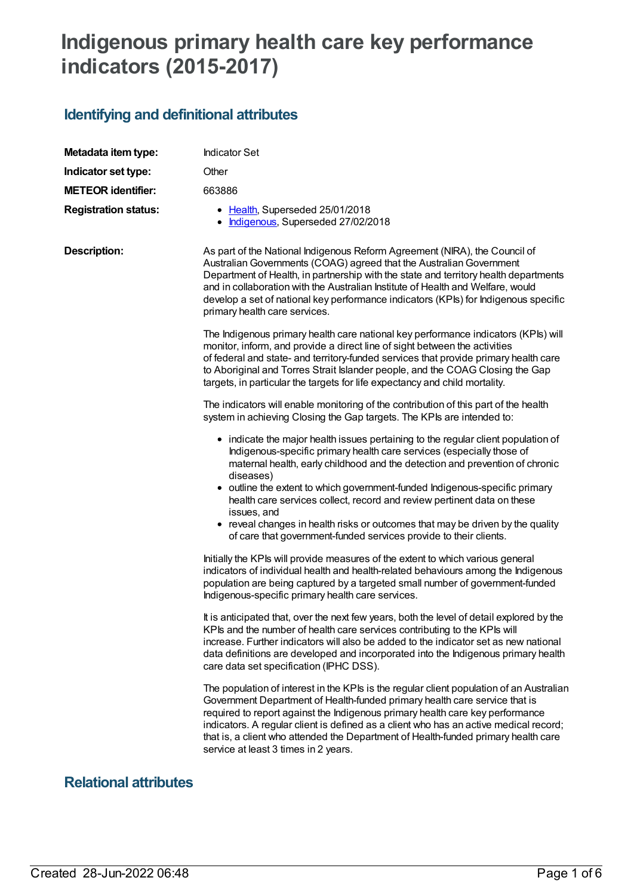# Indigenous primary health care key performance indicators (2015-2017)

## Identifying and definitional attributes

| | |
|---|---|
| **Metadata item type:** | Indicator Set |
| **Indicator set type:** | Other |
| **METEOR identifier:** | 663886 |
| **Registration status:** | • Health, Superseded 25/01/2018<br>• Indigenous, Superseded 27/02/2018 |

**Description:**

As part of the National Indigenous Reform Agreement (NIRA), the Council of Australian Governments (COAG) agreed that the Australian Government Department of Health, in partnership with the state and territory health departments and in collaboration with the Australian Institute of Health and Welfare, would develop a set of national key performance indicators (KPIs) for Indigenous specific primary health care services.

The Indigenous primary health care national key performance indicators (KPIs) will monitor, inform, and provide a direct line of sight between the activities of federal and state- and territory-funded services that provide primary health care to Aboriginal and Torres Strait Islander people, and the COAG Closing the Gap targets, in particular the targets for life expectancy and child mortality.

The indicators will enable monitoring of the contribution of this part of the health system in achieving Closing the Gap targets. The KPIs are intended to:

- indicate the major health issues pertaining to the regular client population of Indigenous-specific primary health care services (especially those of maternal health, early childhood and the detection and prevention of chronic diseases)
- outline the extent to which government-funded Indigenous-specific primary health care services collect, record and review pertinent data on these issues, and
- reveal changes in health risks or outcomes that may be driven by the quality of care that government-funded services provide to their clients.

Initially the KPIs will provide measures of the extent to which various general indicators of individual health and health-related behaviours among the Indigenous population are being captured by a targeted small number of government-funded Indigenous-specific primary health care services.

It is anticipated that, over the next few years, both the level of detail explored by the KPIs and the number of health care services contributing to the KPIs will increase. Further indicators will also be added to the indicator set as new national data definitions are developed and incorporated into the Indigenous primary health care data set specification (IPHC DSS).

The population of interest in the KPIs is the regular client population of an Australian Government Department of Health-funded primary health care service that is required to report against the Indigenous primary health care key performance indicators. A regular client is defined as a client who has an active medical record; that is, a client who attended the Department of Health-funded primary health care service at least 3 times in 2 years.

## Relational attributes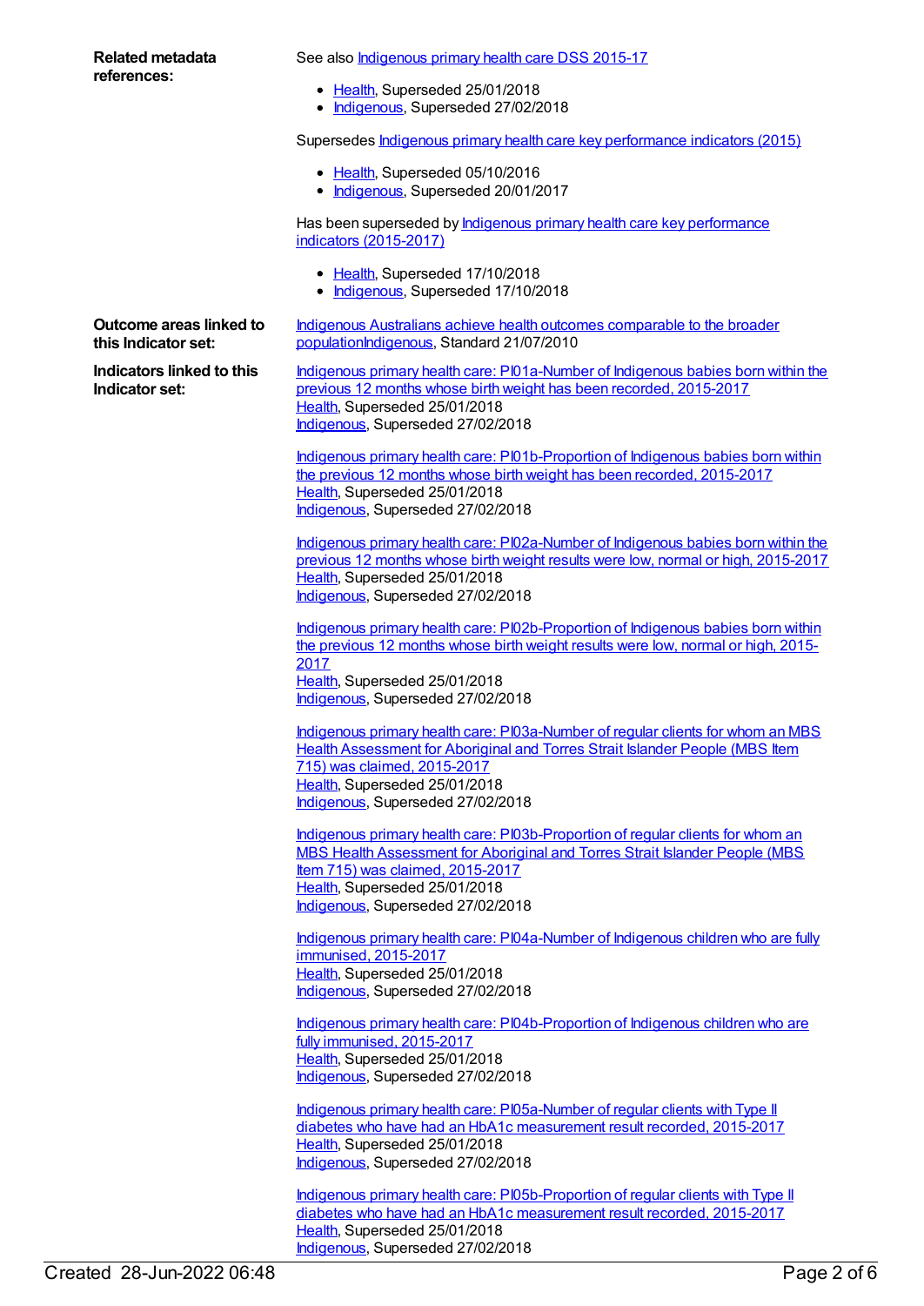**Related metadata references:**

See also Indigenous primary health care DSS 2015-17

- Health, Superseded 25/01/2018
- Indigenous, Superseded 27/02/2018

Supersedes Indigenous primary health care key performance indicators (2015)

- Health, Superseded 05/10/2016
- Indigenous, Superseded 20/01/2017

Has been superseded by Indigenous primary health care key performance indicators (2015-2017)

- Health, Superseded 17/10/2018
- Indigenous, Superseded 17/10/2018

**Outcome areas linked to this Indicator set:**

Indigenous Australians achieve health outcomes comparable to the broader populationIndigenous, Standard 21/07/2010

**Indicators linked to this Indicator set:**

Indigenous primary health care: PI01a-Number of Indigenous babies born within the previous 12 months whose birth weight has been recorded, 2015-2017
Health, Superseded 25/01/2018
Indigenous, Superseded 27/02/2018

Indigenous primary health care: PI01b-Proportion of Indigenous babies born within the previous 12 months whose birth weight has been recorded, 2015-2017
Health, Superseded 25/01/2018
Indigenous, Superseded 27/02/2018

Indigenous primary health care: PI02a-Number of Indigenous babies born within the previous 12 months whose birth weight results were low, normal or high, 2015-2017
Health, Superseded 25/01/2018
Indigenous, Superseded 27/02/2018

Indigenous primary health care: PI02b-Proportion of Indigenous babies born within the previous 12 months whose birth weight results were low, normal or high, 2015-2017
Health, Superseded 25/01/2018
Indigenous, Superseded 27/02/2018

Indigenous primary health care: PI03a-Number of regular clients for whom an MBS Health Assessment for Aboriginal and Torres Strait Islander People (MBS Item 715) was claimed, 2015-2017
Health, Superseded 25/01/2018
Indigenous, Superseded 27/02/2018

Indigenous primary health care: PI03b-Proportion of regular clients for whom an MBS Health Assessment for Aboriginal and Torres Strait Islander People (MBS Item 715) was claimed, 2015-2017
Health, Superseded 25/01/2018
Indigenous, Superseded 27/02/2018

Indigenous primary health care: PI04a-Number of Indigenous children who are fully immunised, 2015-2017
Health, Superseded 25/01/2018
Indigenous, Superseded 27/02/2018

Indigenous primary health care: PI04b-Proportion of Indigenous children who are fully immunised, 2015-2017
Health, Superseded 25/01/2018
Indigenous, Superseded 27/02/2018

Indigenous primary health care: PI05a-Number of regular clients with Type II diabetes who have had an HbA1c measurement result recorded, 2015-2017
Health, Superseded 25/01/2018
Indigenous, Superseded 27/02/2018

Indigenous primary health care: PI05b-Proportion of regular clients with Type II diabetes who have had an HbA1c measurement result recorded, 2015-2017
Health, Superseded 25/01/2018
Indigenous, Superseded 27/02/2018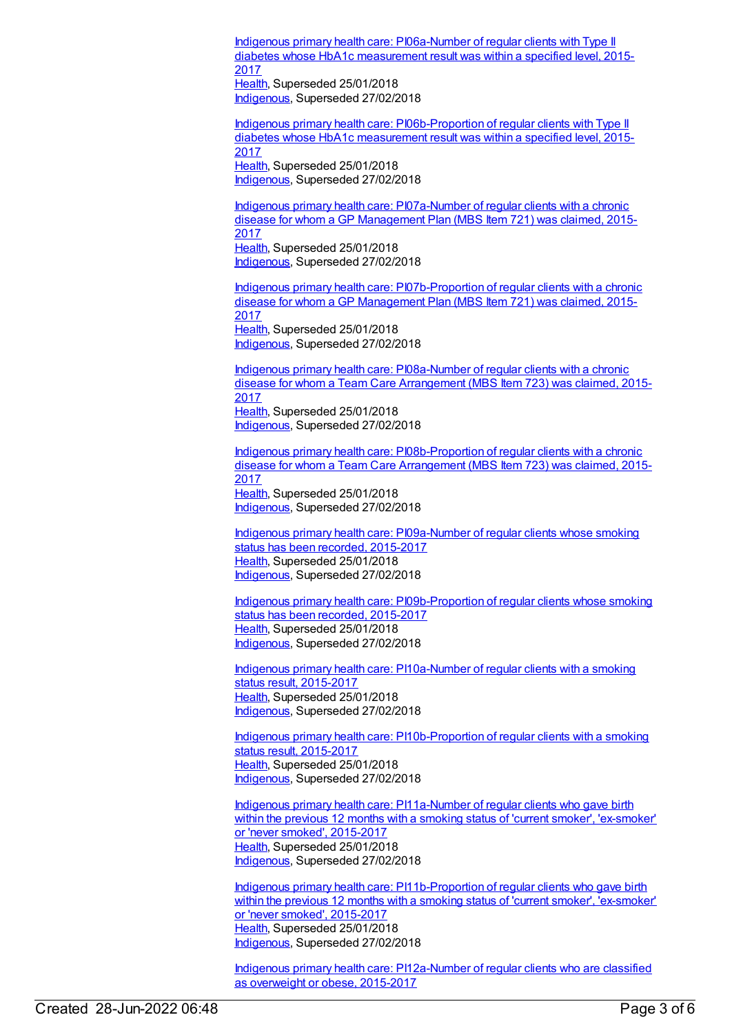[Indigenous primary health care: PI06a-Number of regular clients with Type II diabetes whose HbA1c measurement result was within a specified level, 2015-2017](#)
[Health](#), Superseded 25/01/2018
[Indigenous](#), Superseded 27/02/2018

[Indigenous primary health care: PI06b-Proportion of regular clients with Type II diabetes whose HbA1c measurement result was within a specified level, 2015-2017](#)
[Health](#), Superseded 25/01/2018
[Indigenous](#), Superseded 27/02/2018

[Indigenous primary health care: PI07a-Number of regular clients with a chronic disease for whom a GP Management Plan (MBS Item 721) was claimed, 2015-2017](#)
[Health](#), Superseded 25/01/2018
[Indigenous](#), Superseded 27/02/2018

[Indigenous primary health care: PI07b-Proportion of regular clients with a chronic disease for whom a GP Management Plan (MBS Item 721) was claimed, 2015-2017](#)
[Health](#), Superseded 25/01/2018
[Indigenous](#), Superseded 27/02/2018

[Indigenous primary health care: PI08a-Number of regular clients with a chronic disease for whom a Team Care Arrangement (MBS Item 723) was claimed, 2015-2017](#)
[Health](#), Superseded 25/01/2018
[Indigenous](#), Superseded 27/02/2018

[Indigenous primary health care: PI08b-Proportion of regular clients with a chronic disease for whom a Team Care Arrangement (MBS Item 723) was claimed, 2015-2017](#)
[Health](#), Superseded 25/01/2018
[Indigenous](#), Superseded 27/02/2018

[Indigenous primary health care: PI09a-Number of regular clients whose smoking status has been recorded, 2015-2017](#)
[Health](#), Superseded 25/01/2018
[Indigenous](#), Superseded 27/02/2018

[Indigenous primary health care: PI09b-Proportion of regular clients whose smoking status has been recorded, 2015-2017](#)
[Health](#), Superseded 25/01/2018
[Indigenous](#), Superseded 27/02/2018

[Indigenous primary health care: PI10a-Number of regular clients with a smoking status result, 2015-2017](#)
[Health](#), Superseded 25/01/2018
[Indigenous](#), Superseded 27/02/2018

[Indigenous primary health care: PI10b-Proportion of regular clients with a smoking status result, 2015-2017](#)
[Health](#), Superseded 25/01/2018
[Indigenous](#), Superseded 27/02/2018

[Indigenous primary health care: PI11a-Number of regular clients who gave birth within the previous 12 months with a smoking status of 'current smoker', 'ex-smoker' or 'never smoked', 2015-2017](#)
[Health](#), Superseded 25/01/2018
[Indigenous](#), Superseded 27/02/2018

[Indigenous primary health care: PI11b-Proportion of regular clients who gave birth within the previous 12 months with a smoking status of 'current smoker', 'ex-smoker' or 'never smoked', 2015-2017](#)
[Health](#), Superseded 25/01/2018
[Indigenous](#), Superseded 27/02/2018

[Indigenous primary health care: PI12a-Number of regular clients who are classified as overweight or obese, 2015-2017](#)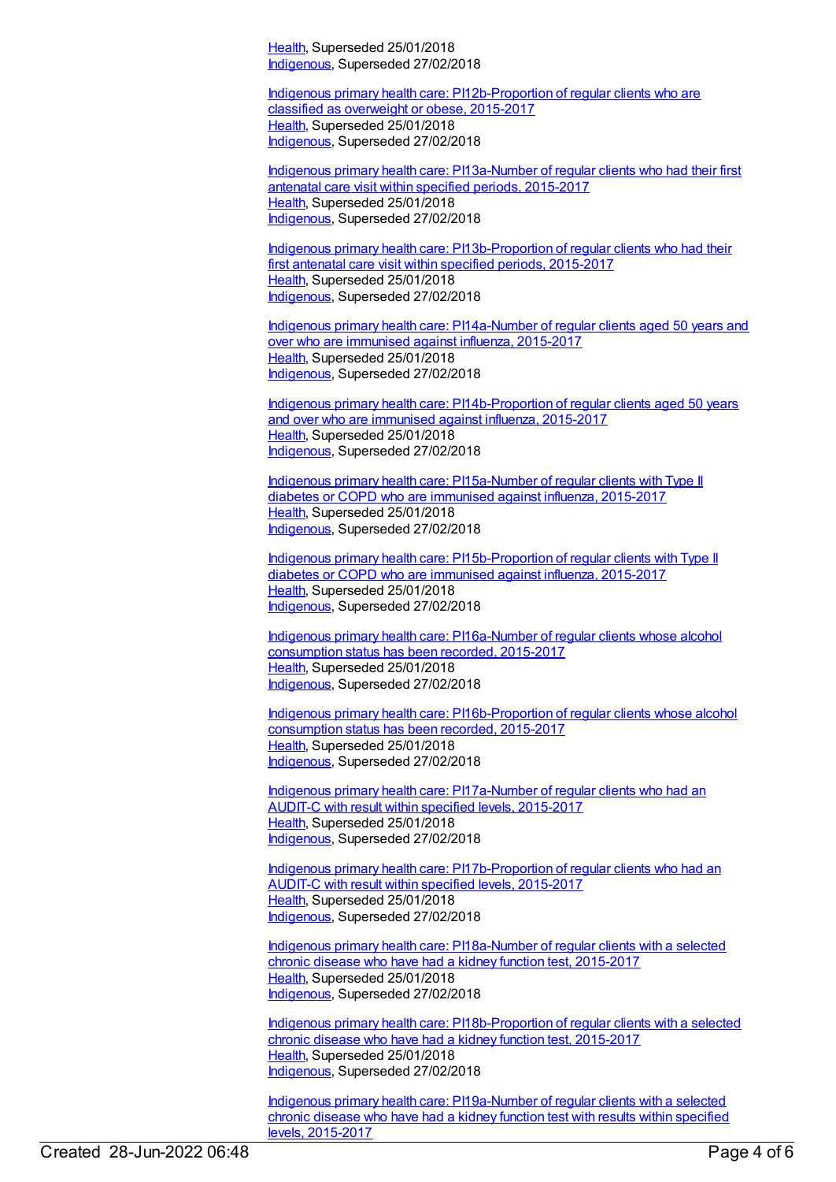Health, Superseded 25/01/2018
Indigenous, Superseded 27/02/2018

Indigenous primary health care: PI12b-Proportion of regular clients who are classified as overweight or obese, 2015-2017
Health, Superseded 25/01/2018
Indigenous, Superseded 27/02/2018

Indigenous primary health care: PI13a-Number of regular clients who had their first antenatal care visit within specified periods, 2015-2017
Health, Superseded 25/01/2018
Indigenous, Superseded 27/02/2018

Indigenous primary health care: PI13b-Proportion of regular clients who had their first antenatal care visit within specified periods, 2015-2017
Health, Superseded 25/01/2018
Indigenous, Superseded 27/02/2018

Indigenous primary health care: PI14a-Number of regular clients aged 50 years and over who are immunised against influenza, 2015-2017
Health, Superseded 25/01/2018
Indigenous, Superseded 27/02/2018

Indigenous primary health care: PI14b-Proportion of regular clients aged 50 years and over who are immunised against influenza, 2015-2017
Health, Superseded 25/01/2018
Indigenous, Superseded 27/02/2018

Indigenous primary health care: PI15a-Number of regular clients with Type II diabetes or COPD who are immunised against influenza, 2015-2017
Health, Superseded 25/01/2018
Indigenous, Superseded 27/02/2018

Indigenous primary health care: PI15b-Proportion of regular clients with Type II diabetes or COPD who are immunised against influenza, 2015-2017
Health, Superseded 25/01/2018
Indigenous, Superseded 27/02/2018

Indigenous primary health care: PI16a-Number of regular clients whose alcohol consumption status has been recorded, 2015-2017
Health, Superseded 25/01/2018
Indigenous, Superseded 27/02/2018

Indigenous primary health care: PI16b-Proportion of regular clients whose alcohol consumption status has been recorded, 2015-2017
Health, Superseded 25/01/2018
Indigenous, Superseded 27/02/2018

Indigenous primary health care: PI17a-Number of regular clients who had an AUDIT-C with result within specified levels, 2015-2017
Health, Superseded 25/01/2018
Indigenous, Superseded 27/02/2018

Indigenous primary health care: PI17b-Proportion of regular clients who had an AUDIT-C with result within specified levels, 2015-2017
Health, Superseded 25/01/2018
Indigenous, Superseded 27/02/2018

Indigenous primary health care: PI18a-Number of regular clients with a selected chronic disease who have had a kidney function test, 2015-2017
Health, Superseded 25/01/2018
Indigenous, Superseded 27/02/2018

Indigenous primary health care: PI18b-Proportion of regular clients with a selected chronic disease who have had a kidney function test, 2015-2017
Health, Superseded 25/01/2018
Indigenous, Superseded 27/02/2018

Indigenous primary health care: PI19a-Number of regular clients with a selected chronic disease who have had a kidney function test with results within specified levels, 2015-2017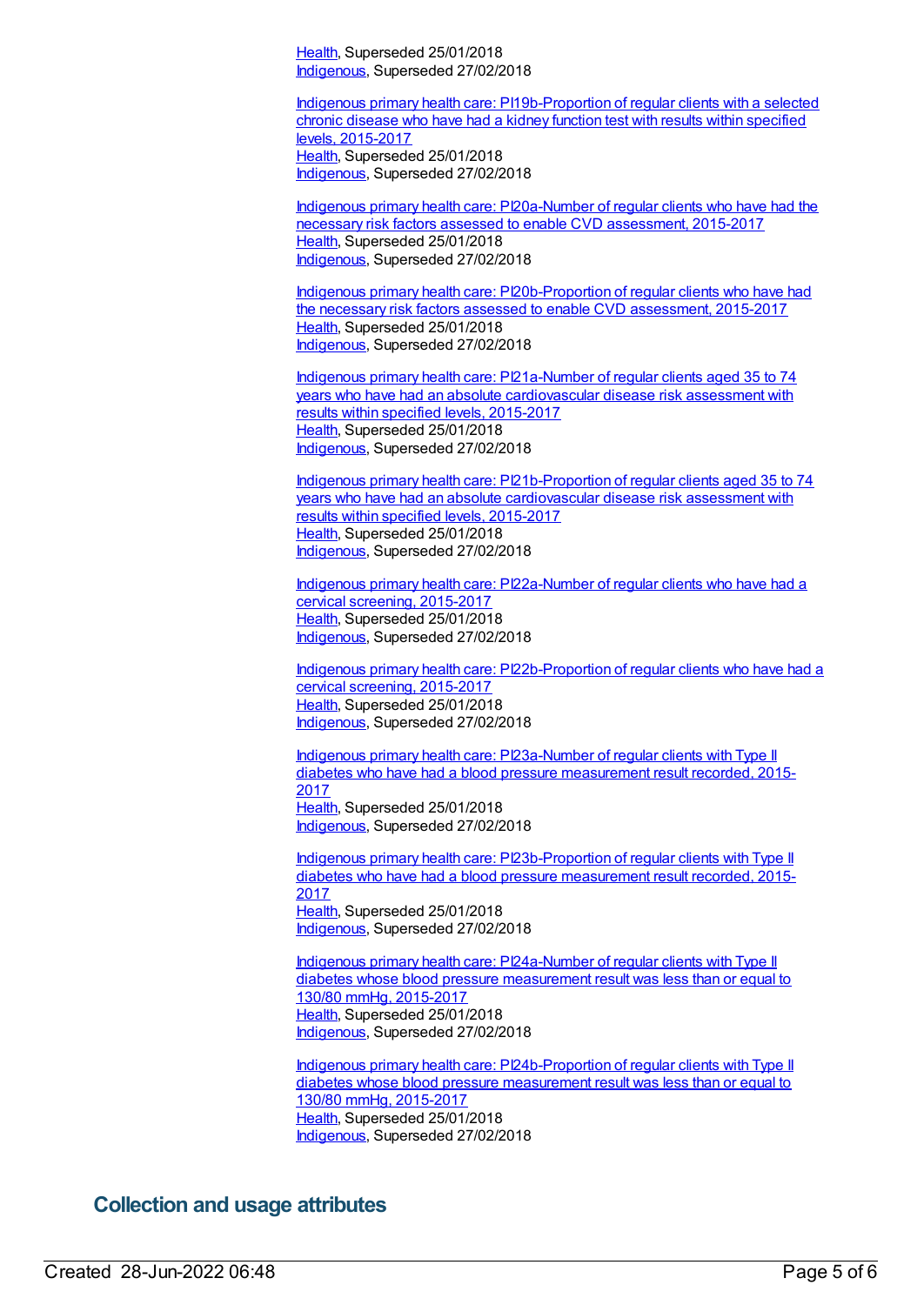Health, Superseded 25/01/2018
Indigenous, Superseded 27/02/2018

Indigenous primary health care: PI19b-Proportion of regular clients with a selected chronic disease who have had a kidney function test with results within specified levels, 2015-2017
Health, Superseded 25/01/2018
Indigenous, Superseded 27/02/2018

Indigenous primary health care: PI20a-Number of regular clients who have had the necessary risk factors assessed to enable CVD assessment, 2015-2017
Health, Superseded 25/01/2018
Indigenous, Superseded 27/02/2018

Indigenous primary health care: PI20b-Proportion of regular clients who have had the necessary risk factors assessed to enable CVD assessment, 2015-2017
Health, Superseded 25/01/2018
Indigenous, Superseded 27/02/2018

Indigenous primary health care: PI21a-Number of regular clients aged 35 to 74 years who have had an absolute cardiovascular disease risk assessment with results within specified levels, 2015-2017
Health, Superseded 25/01/2018
Indigenous, Superseded 27/02/2018

Indigenous primary health care: PI21b-Proportion of regular clients aged 35 to 74 years who have had an absolute cardiovascular disease risk assessment with results within specified levels, 2015-2017
Health, Superseded 25/01/2018
Indigenous, Superseded 27/02/2018

Indigenous primary health care: PI22a-Number of regular clients who have had a cervical screening, 2015-2017
Health, Superseded 25/01/2018
Indigenous, Superseded 27/02/2018

Indigenous primary health care: PI22b-Proportion of regular clients who have had a cervical screening, 2015-2017
Health, Superseded 25/01/2018
Indigenous, Superseded 27/02/2018

Indigenous primary health care: PI23a-Number of regular clients with Type II diabetes who have had a blood pressure measurement result recorded, 2015-2017
Health, Superseded 25/01/2018
Indigenous, Superseded 27/02/2018

Indigenous primary health care: PI23b-Proportion of regular clients with Type II diabetes who have had a blood pressure measurement result recorded, 2015-2017
Health, Superseded 25/01/2018
Indigenous, Superseded 27/02/2018

Indigenous primary health care: PI24a-Number of regular clients with Type II diabetes whose blood pressure measurement result was less than or equal to 130/80 mmHg, 2015-2017
Health, Superseded 25/01/2018
Indigenous, Superseded 27/02/2018

Indigenous primary health care: PI24b-Proportion of regular clients with Type II diabetes whose blood pressure measurement result was less than or equal to 130/80 mmHg, 2015-2017
Health, Superseded 25/01/2018
Indigenous, Superseded 27/02/2018

## Collection and usage attributes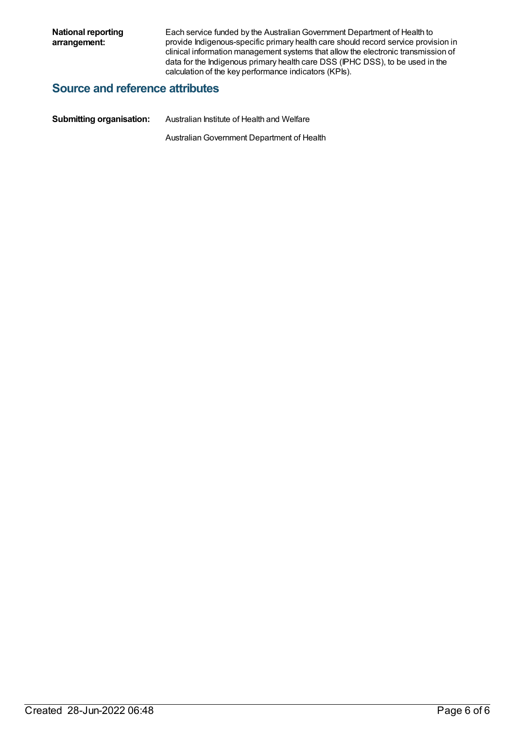**National reporting arrangement:** Each service funded by the Australian Government Department of Health to provide Indigenous-specific primary health care should record service provision in clinical information management systems that allow the electronic transmission of data for the Indigenous primary health care DSS (IPHC DSS), to be used in the calculation of the key performance indicators (KPIs).

## Source and reference attributes

**Submitting organisation:** Australian Institute of Health and Welfare

Australian Government Department of Health